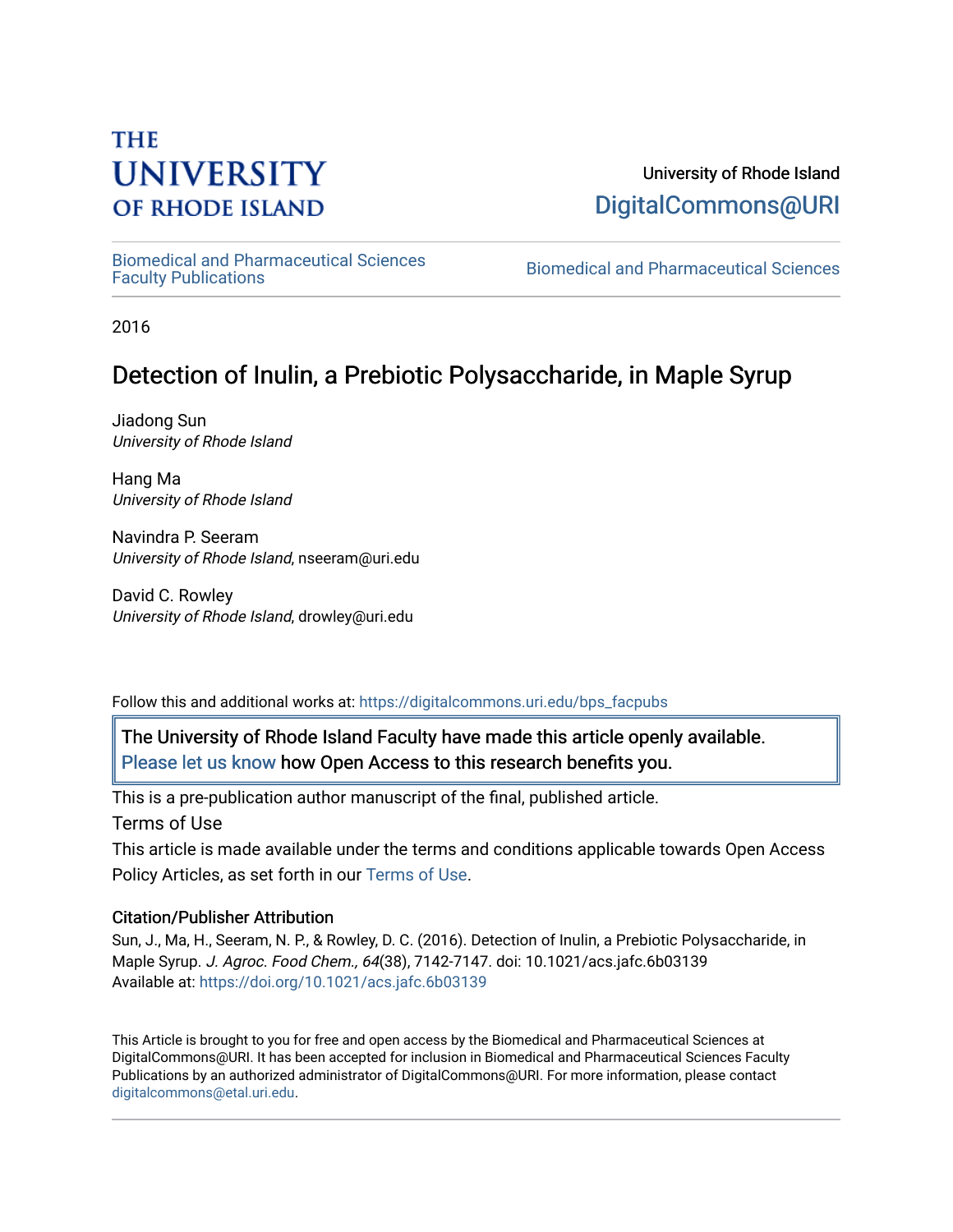THE UNIVERSITY OF RHODE ISLAND

University of Rhode Island
DigitalCommons@URI

Biomedical and Pharmaceutical Sciences Faculty Publications | Biomedical and Pharmaceutical Sciences

2016

# Detection of Inulin, a Prebiotic Polysaccharide, in Maple Syrup

Jiadong Sun
*University of Rhode Island*

Hang Ma
*University of Rhode Island*

Navindra P. Seeram
*University of Rhode Island*, nseeram@uri.edu

David C. Rowley
*University of Rhode Island*, drowley@uri.edu

Follow this and additional works at: https://digitalcommons.uri.edu/bps_facpubs

The University of Rhode Island Faculty have made this article openly available. Please let us know how Open Access to this research benefits you.

This is a pre-publication author manuscript of the final, published article.

Terms of Use

This article is made available under the terms and conditions applicable towards Open Access Policy Articles, as set forth in our Terms of Use.

### Citation/Publisher Attribution

Sun, J., Ma, H., Seeram, N. P., & Rowley, D. C. (2016). Detection of Inulin, a Prebiotic Polysaccharide, in Maple Syrup. *J. Agroc. Food Chem., 64*(38), 7142-7147. doi: 10.1021/acs.jafc.6b03139
Available at: https://doi.org/10.1021/acs.jafc.6b03139

This Article is brought to you for free and open access by the Biomedical and Pharmaceutical Sciences at DigitalCommons@URI. It has been accepted for inclusion in Biomedical and Pharmaceutical Sciences Faculty Publications by an authorized administrator of DigitalCommons@URI. For more information, please contact digitalcommons@etal.uri.edu.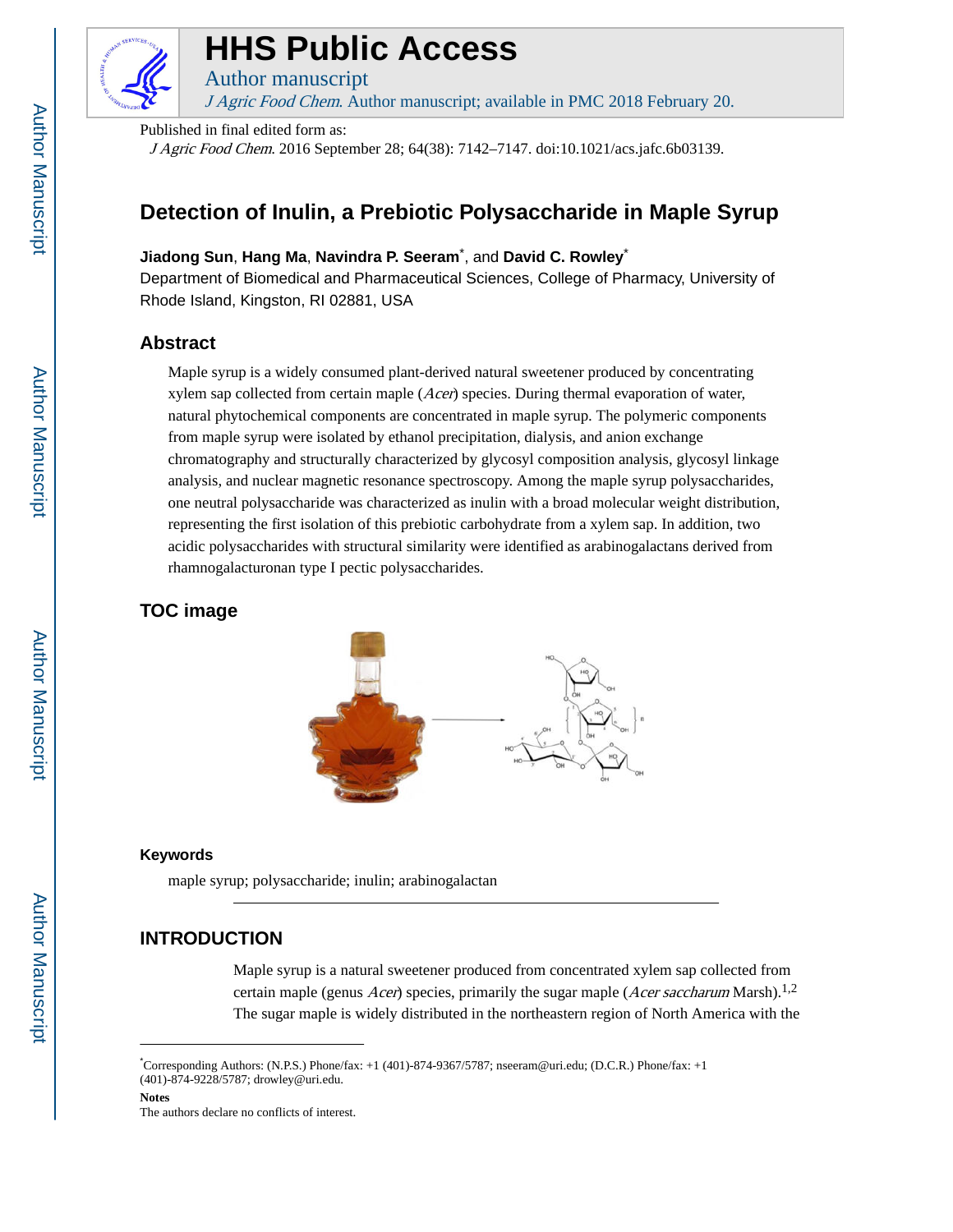# HHS Public Access

Author manuscript

*J Agric Food Chem*. Author manuscript; available in PMC 2018 February 20.

Published in final edited form as:

*J Agric Food Chem*. 2016 September 28; 64(38): 7142–7147. doi:10.1021/acs.jafc.6b03139.

# Detection of Inulin, a Prebiotic Polysaccharide in Maple Syrup

**Jiadong Sun**, **Hang Ma**, **Navindra P. Seeram***, and **David C. Rowley***

Department of Biomedical and Pharmaceutical Sciences, College of Pharmacy, University of Rhode Island, Kingston, RI 02881, USA

## Abstract

Maple syrup is a widely consumed plant-derived natural sweetener produced by concentrating xylem sap collected from certain maple (*Acer*) species. During thermal evaporation of water, natural phytochemical components are concentrated in maple syrup. The polymeric components from maple syrup were isolated by ethanol precipitation, dialysis, and anion exchange chromatography and structurally characterized by glycosyl composition analysis, glycosyl linkage analysis, and nuclear magnetic resonance spectroscopy. Among the maple syrup polysaccharides, one neutral polysaccharide was characterized as inulin with a broad molecular weight distribution, representing the first isolation of this prebiotic carbohydrate from a xylem sap. In addition, two acidic polysaccharides with structural similarity were identified as arabinogalactans derived from rhamnogalacturonan type I pectic polysaccharides.

## TOC image

### Keywords

maple syrup; polysaccharide; inulin; arabinogalactan

## INTRODUCTION

Maple syrup is a natural sweetener produced from concentrated xylem sap collected from certain maple (genus *Acer*) species, primarily the sugar maple (*Acer saccharum* Marsh).[1,2] The sugar maple is widely distributed in the northeastern region of North America with the

*Corresponding Authors: (N.P.S.) Phone/fax: +1 (401)-874-9367/5787; nseeram@uri.edu; (D.C.R.) Phone/fax: +1 (401)-874-9228/5787; drowley@uri.edu.

**Notes**

The authors declare no conflicts of interest.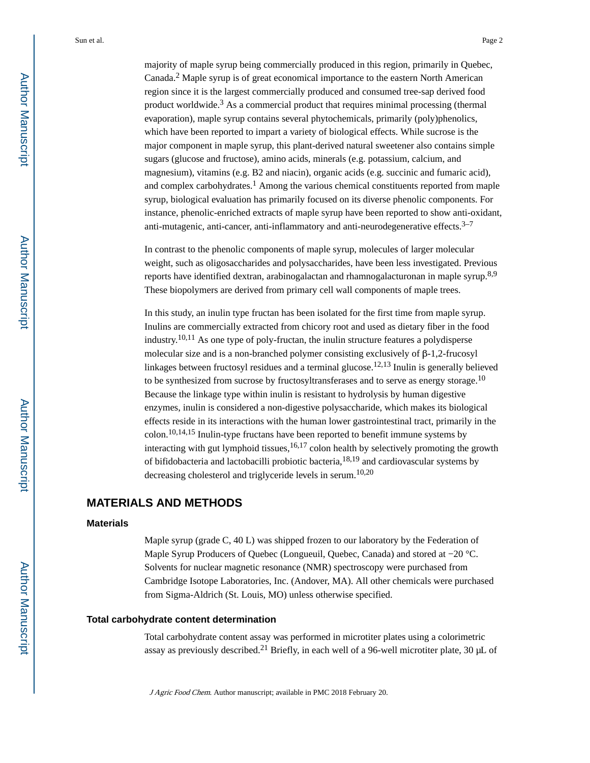majority of maple syrup being commercially produced in this region, primarily in Quebec, Canada.[2] Maple syrup is of great economical importance to the eastern North American region since it is the largest commercially produced and consumed tree-sap derived food product worldwide.[3] As a commercial product that requires minimal processing (thermal evaporation), maple syrup contains several phytochemicals, primarily (poly)phenolics, which have been reported to impart a variety of biological effects. While sucrose is the major component in maple syrup, this plant-derived natural sweetener also contains simple sugars (glucose and fructose), amino acids, minerals (e.g. potassium, calcium, and magnesium), vitamins (e.g. B2 and niacin), organic acids (e.g. succinic and fumaric acid), and complex carbohydrates.[1] Among the various chemical constituents reported from maple syrup, biological evaluation has primarily focused on its diverse phenolic components. For instance, phenolic-enriched extracts of maple syrup have been reported to show anti-oxidant, anti-mutagenic, anti-cancer, anti-inflammatory and anti-neurodegenerative effects.[3–7]

In contrast to the phenolic components of maple syrup, molecules of larger molecular weight, such as oligosaccharides and polysaccharides, have been less investigated. Previous reports have identified dextran, arabinogalactan and rhamnogalacturonan in maple syrup.[8,9] These biopolymers are derived from primary cell wall components of maple trees.

In this study, an inulin type fructan has been isolated for the first time from maple syrup. Inulins are commercially extracted from chicory root and used as dietary fiber in the food industry.[10,11] As one type of poly-fructan, the inulin structure features a polydisperse molecular size and is a non-branched polymer consisting exclusively of β-1,2-frucosyl linkages between fructosyl residues and a terminal glucose.[12,13] Inulin is generally believed to be synthesized from sucrose by fructosyltransferases and to serve as energy storage.[10] Because the linkage type within inulin is resistant to hydrolysis by human digestive enzymes, inulin is considered a non-digestive polysaccharide, which makes its biological effects reside in its interactions with the human lower gastrointestinal tract, primarily in the colon.[10,14,15] Inulin-type fructans have been reported to benefit immune systems by interacting with gut lymphoid tissues,[16,17] colon health by selectively promoting the growth of bifidobacteria and lactobacilli probiotic bacteria,[18,19] and cardiovascular systems by decreasing cholesterol and triglyceride levels in serum.[10,20]

## MATERIALS AND METHODS

### Materials

Maple syrup (grade C, 40 L) was shipped frozen to our laboratory by the Federation of Maple Syrup Producers of Quebec (Longueuil, Quebec, Canada) and stored at −20 °C. Solvents for nuclear magnetic resonance (NMR) spectroscopy were purchased from Cambridge Isotope Laboratories, Inc. (Andover, MA). All other chemicals were purchased from Sigma-Aldrich (St. Louis, MO) unless otherwise specified.

### Total carbohydrate content determination

Total carbohydrate content assay was performed in microtiter plates using a colorimetric assay as previously described.[21] Briefly, in each well of a 96-well microtiter plate, 30 μL of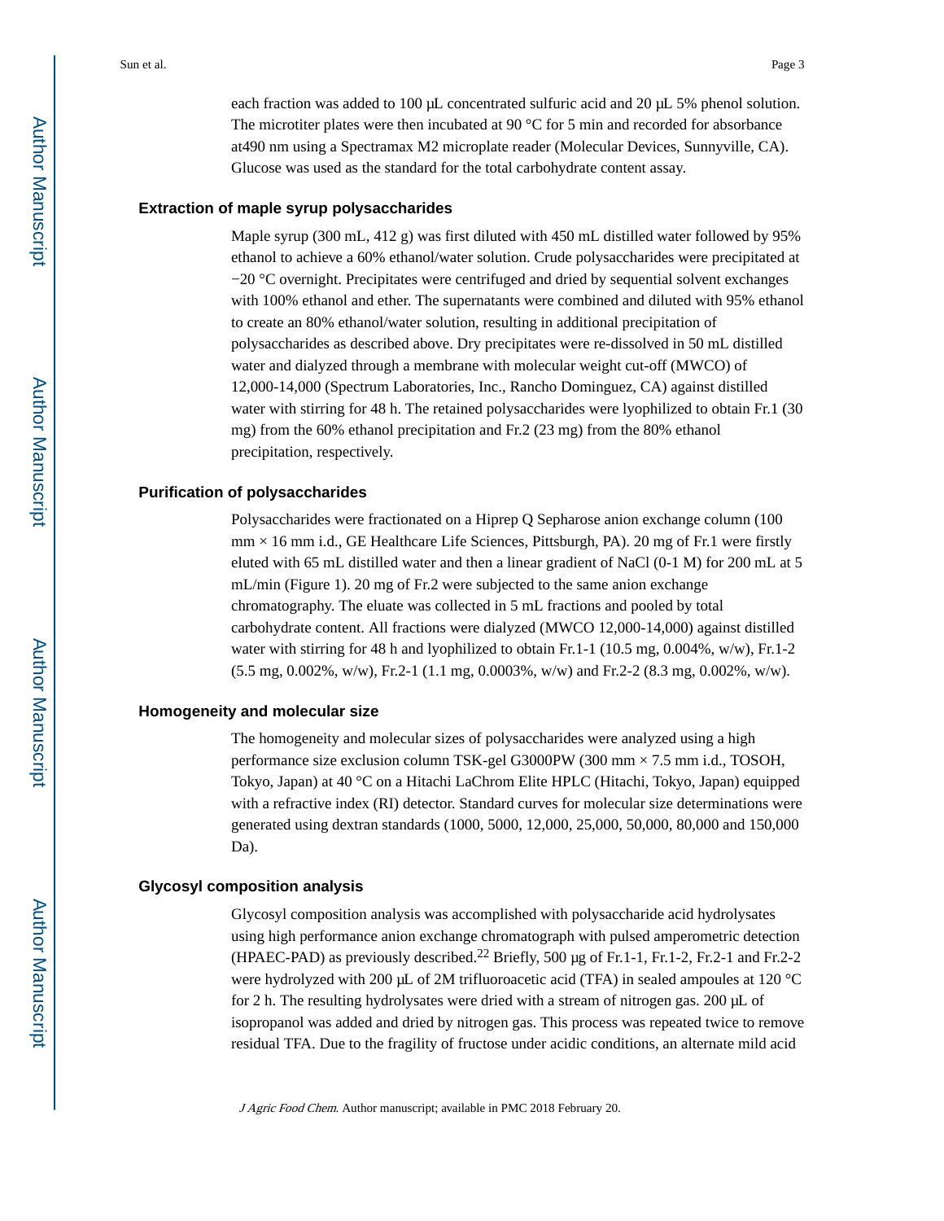each fraction was added to 100 μL concentrated sulfuric acid and 20 μL 5% phenol solution. The microtiter plates were then incubated at 90 °C for 5 min and recorded for absorbance at490 nm using a Spectramax M2 microplate reader (Molecular Devices, Sunnyville, CA). Glucose was used as the standard for the total carbohydrate content assay.

### Extraction of maple syrup polysaccharides

Maple syrup (300 mL, 412 g) was first diluted with 450 mL distilled water followed by 95% ethanol to achieve a 60% ethanol/water solution. Crude polysaccharides were precipitated at −20 °C overnight. Precipitates were centrifuged and dried by sequential solvent exchanges with 100% ethanol and ether. The supernatants were combined and diluted with 95% ethanol to create an 80% ethanol/water solution, resulting in additional precipitation of polysaccharides as described above. Dry precipitates were re-dissolved in 50 mL distilled water and dialyzed through a membrane with molecular weight cut-off (MWCO) of 12,000-14,000 (Spectrum Laboratories, Inc., Rancho Dominguez, CA) against distilled water with stirring for 48 h. The retained polysaccharides were lyophilized to obtain Fr.1 (30 mg) from the 60% ethanol precipitation and Fr.2 (23 mg) from the 80% ethanol precipitation, respectively.

### Purification of polysaccharides

Polysaccharides were fractionated on a Hiprep Q Sepharose anion exchange column (100 mm × 16 mm i.d., GE Healthcare Life Sciences, Pittsburgh, PA). 20 mg of Fr.1 were firstly eluted with 65 mL distilled water and then a linear gradient of NaCl (0-1 M) for 200 mL at 5 mL/min (Figure 1). 20 mg of Fr.2 were subjected to the same anion exchange chromatography. The eluate was collected in 5 mL fractions and pooled by total carbohydrate content. All fractions were dialyzed (MWCO 12,000-14,000) against distilled water with stirring for 48 h and lyophilized to obtain Fr.1-1 (10.5 mg, 0.004%, w/w), Fr.1-2 (5.5 mg, 0.002%, w/w), Fr.2-1 (1.1 mg, 0.0003%, w/w) and Fr.2-2 (8.3 mg, 0.002%, w/w).

### Homogeneity and molecular size

The homogeneity and molecular sizes of polysaccharides were analyzed using a high performance size exclusion column TSK-gel G3000PW (300 mm × 7.5 mm i.d., TOSOH, Tokyo, Japan) at 40 °C on a Hitachi LaChrom Elite HPLC (Hitachi, Tokyo, Japan) equipped with a refractive index (RI) detector. Standard curves for molecular size determinations were generated using dextran standards (1000, 5000, 12,000, 25,000, 50,000, 80,000 and 150,000 Da).

### Glycosyl composition analysis

Glycosyl composition analysis was accomplished with polysaccharide acid hydrolysates using high performance anion exchange chromatograph with pulsed amperometric detection (HPAEC-PAD) as previously described.[22] Briefly, 500 μg of Fr.1-1, Fr.1-2, Fr.2-1 and Fr.2-2 were hydrolyzed with 200 μL of 2M trifluoroacetic acid (TFA) in sealed ampoules at 120 °C for 2 h. The resulting hydrolysates were dried with a stream of nitrogen gas. 200 μL of isopropanol was added and dried by nitrogen gas. This process was repeated twice to remove residual TFA. Due to the fragility of fructose under acidic conditions, an alternate mild acid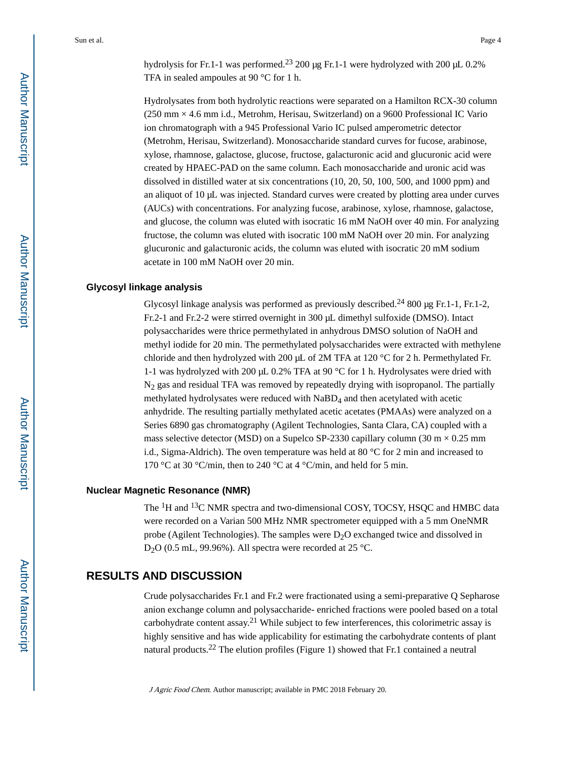hydrolysis for Fr.1-1 was performed.[23] 200 μg Fr.1-1 were hydrolyzed with 200 μL 0.2% TFA in sealed ampoules at 90 °C for 1 h.

Hydrolysates from both hydrolytic reactions were separated on a Hamilton RCX-30 column (250 mm × 4.6 mm i.d., Metrohm, Herisau, Switzerland) on a 9600 Professional IC Vario ion chromatograph with a 945 Professional Vario IC pulsed amperometric detector (Metrohm, Herisau, Switzerland). Monosaccharide standard curves for fucose, arabinose, xylose, rhamnose, galactose, glucose, fructose, galacturonic acid and glucuronic acid were created by HPAEC-PAD on the same column. Each monosaccharide and uronic acid was dissolved in distilled water at six concentrations (10, 20, 50, 100, 500, and 1000 ppm) and an aliquot of 10 μL was injected. Standard curves were created by plotting area under curves (AUCs) with concentrations. For analyzing fucose, arabinose, xylose, rhamnose, galactose, and glucose, the column was eluted with isocratic 16 mM NaOH over 40 min. For analyzing fructose, the column was eluted with isocratic 100 mM NaOH over 20 min. For analyzing glucuronic and galacturonic acids, the column was eluted with isocratic 20 mM sodium acetate in 100 mM NaOH over 20 min.

### Glycosyl linkage analysis

Glycosyl linkage analysis was performed as previously described.[24] 800 μg Fr.1-1, Fr.1-2, Fr.2-1 and Fr.2-2 were stirred overnight in 300 μL dimethyl sulfoxide (DMSO). Intact polysaccharides were thrice permethylated in anhydrous DMSO solution of NaOH and methyl iodide for 20 min. The permethylated polysaccharides were extracted with methylene chloride and then hydrolyzed with 200 μL of 2M TFA at 120 °C for 2 h. Permethylated Fr. 1-1 was hydrolyzed with 200 μL 0.2% TFA at 90 °C for 1 h. Hydrolysates were dried with $N_2$ gas and residual TFA was removed by repeatedly drying with isopropanol. The partially methylated hydrolysates were reduced with $NaBD_4$ and then acetylated with acetic anhydride. The resulting partially methylated acetic acetates (PMAAs) were analyzed on a Series 6890 gas chromatography (Agilent Technologies, Santa Clara, CA) coupled with a mass selective detector (MSD) on a Supelco SP-2330 capillary column (30 m × 0.25 mm i.d., Sigma-Aldrich). The oven temperature was held at 80 °C for 2 min and increased to 170 °C at 30 °C/min, then to 240 °C at 4 °C/min, and held for 5 min.

### Nuclear Magnetic Resonance (NMR)

The $^{1}H$ and $^{13}C$ NMR spectra and two-dimensional COSY, TOCSY, HSQC and HMBC data were recorded on a Varian 500 MHz NMR spectrometer equipped with a 5 mm OneNMR probe (Agilent Technologies). The samples were $D_2O$ exchanged twice and dissolved in $D_2O$ (0.5 mL, 99.96%). All spectra were recorded at 25 °C.

## RESULTS AND DISCUSSION

Crude polysaccharides Fr.1 and Fr.2 were fractionated using a semi-preparative Q Sepharose anion exchange column and polysaccharide- enriched fractions were pooled based on a total carbohydrate content assay.[21] While subject to few interferences, this colorimetric assay is highly sensitive and has wide applicability for estimating the carbohydrate contents of plant natural products.[22] The elution profiles (Figure 1) showed that Fr.1 contained a neutral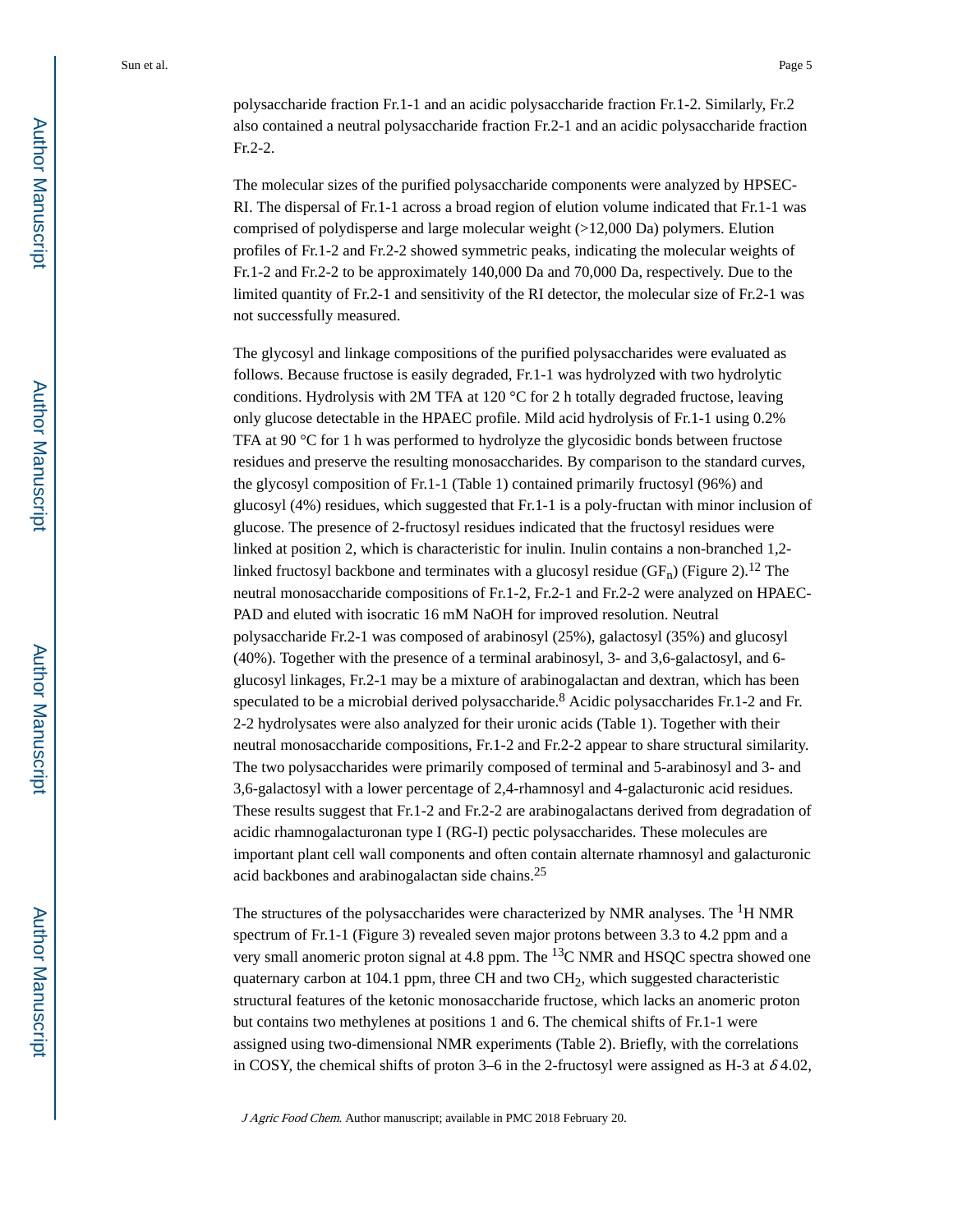polysaccharide fraction Fr.1-1 and an acidic polysaccharide fraction Fr.1-2. Similarly, Fr.2 also contained a neutral polysaccharide fraction Fr.2-1 and an acidic polysaccharide fraction Fr.2-2.

The molecular sizes of the purified polysaccharide components were analyzed by HPSEC-RI. The dispersal of Fr.1-1 across a broad region of elution volume indicated that Fr.1-1 was comprised of polydisperse and large molecular weight (>12,000 Da) polymers. Elution profiles of Fr.1-2 and Fr.2-2 showed symmetric peaks, indicating the molecular weights of Fr.1-2 and Fr.2-2 to be approximately 140,000 Da and 70,000 Da, respectively. Due to the limited quantity of Fr.2-1 and sensitivity of the RI detector, the molecular size of Fr.2-1 was not successfully measured.

The glycosyl and linkage compositions of the purified polysaccharides were evaluated as follows. Because fructose is easily degraded, Fr.1-1 was hydrolyzed with two hydrolytic conditions. Hydrolysis with 2M TFA at 120 °C for 2 h totally degraded fructose, leaving only glucose detectable in the HPAEC profile. Mild acid hydrolysis of Fr.1-1 using 0.2% TFA at 90 °C for 1 h was performed to hydrolyze the glycosidic bonds between fructose residues and preserve the resulting monosaccharides. By comparison to the standard curves, the glycosyl composition of Fr.1-1 (Table 1) contained primarily fructosyl (96%) and glucosyl (4%) residues, which suggested that Fr.1-1 is a poly-fructan with minor inclusion of glucose. The presence of 2-fructosyl residues indicated that the fructosyl residues were linked at position 2, which is characteristic for inulin. Inulin contains a non-branched 1,2-linked fructosyl backbone and terminates with a glucosyl residue ($GF_n$) (Figure 2).[12] The neutral monosaccharide compositions of Fr.1-2, Fr.2-1 and Fr.2-2 were analyzed on HPAEC-PAD and eluted with isocratic 16 mM NaOH for improved resolution. Neutral polysaccharide Fr.2-1 was composed of arabinosyl (25%), galactosyl (35%) and glucosyl (40%). Together with the presence of a terminal arabinosyl, 3- and 3,6-galactosyl, and 6-glucosyl linkages, Fr.2-1 may be a mixture of arabinogalactan and dextran, which has been speculated to be a microbial derived polysaccharide.[8] Acidic polysaccharides Fr.1-2 and Fr.2-2 hydrolysates were also analyzed for their uronic acids (Table 1). Together with their neutral monosaccharide compositions, Fr.1-2 and Fr.2-2 appear to share structural similarity. The two polysaccharides were primarily composed of terminal and 5-arabinosyl and 3- and 3,6-galactosyl with a lower percentage of 2,4-rhamnosyl and 4-galacturonic acid residues. These results suggest that Fr.1-2 and Fr.2-2 are arabinogalactans derived from degradation of acidic rhamnogalacturonan type I (RG-I) pectic polysaccharides. These molecules are important plant cell wall components and often contain alternate rhamnosyl and galacturonic acid backbones and arabinogalactan side chains.[25]

The structures of the polysaccharides were characterized by NMR analyses. The $^1$H NMR spectrum of Fr.1-1 (Figure 3) revealed seven major protons between 3.3 to 4.2 ppm and a very small anomeric proton signal at 4.8 ppm. The $^{13}$C NMR and HSQC spectra showed one quaternary carbon at 104.1 ppm, three CH and two $CH_2$, which suggested characteristic structural features of the ketonic monosaccharide fructose, which lacks an anomeric proton but contains two methylenes at positions 1 and 6. The chemical shifts of Fr.1-1 were assigned using two-dimensional NMR experiments (Table 2). Briefly, with the correlations in COSY, the chemical shifts of proton 3–6 in the 2-fructosyl were assigned as H-3 at $\delta$ 4.02,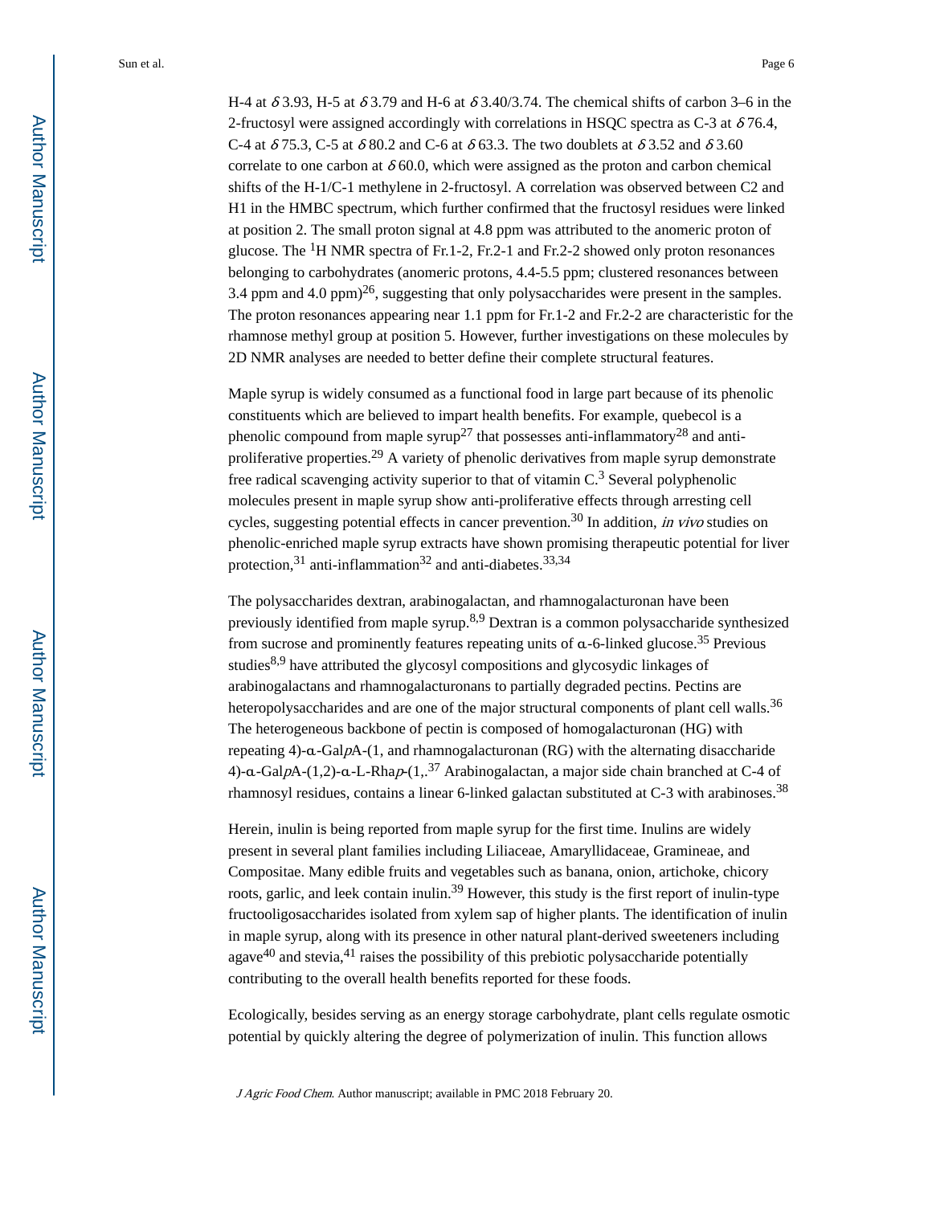H-4 at $\delta$ 3.93, H-5 at $\delta$ 3.79 and H-6 at $\delta$ 3.40/3.74. The chemical shifts of carbon 3–6 in the 2-fructosyl were assigned accordingly with correlations in HSQC spectra as C-3 at $\delta$ 76.4, C-4 at $\delta$ 75.3, C-5 at $\delta$ 80.2 and C-6 at $\delta$ 63.3. The two doublets at $\delta$ 3.52 and $\delta$ 3.60 correlate to one carbon at $\delta$ 60.0, which were assigned as the proton and carbon chemical shifts of the H-1/C-1 methylene in 2-fructosyl. A correlation was observed between C2 and H1 in the HMBC spectrum, which further confirmed that the fructosyl residues were linked at position 2. The small proton signal at 4.8 ppm was attributed to the anomeric proton of glucose. The $^{1}$H NMR spectra of Fr.1-2, Fr.2-1 and Fr.2-2 showed only proton resonances belonging to carbohydrates (anomeric protons, 4.4-5.5 ppm; clustered resonances between 3.4 ppm and 4.0 ppm)[26], suggesting that only polysaccharides were present in the samples. The proton resonances appearing near 1.1 ppm for Fr.1-2 and Fr.2-2 are characteristic for the rhamnose methyl group at position 5. However, further investigations on these molecules by 2D NMR analyses are needed to better define their complete structural features.

Maple syrup is widely consumed as a functional food in large part because of its phenolic constituents which are believed to impart health benefits. For example, quebecol is a phenolic compound from maple syrup[27] that possesses anti-inflammatory[28] and anti-proliferative properties.[29] A variety of phenolic derivatives from maple syrup demonstrate free radical scavenging activity superior to that of vitamin C.[3] Several polyphenolic molecules present in maple syrup show anti-proliferative effects through arresting cell cycles, suggesting potential effects in cancer prevention.[30] In addition, *in vivo* studies on phenolic-enriched maple syrup extracts have shown promising therapeutic potential for liver protection,[31] anti-inflammation[32] and anti-diabetes.[33,34]

The polysaccharides dextran, arabinogalactan, and rhamnogalacturonan have been previously identified from maple syrup.[8,9] Dextran is a common polysaccharide synthesized from sucrose and prominently features repeating units of α-6-linked glucose.[35] Previous studies[8,9] have attributed the glycosyl compositions and glycosydic linkages of arabinogalactans and rhamnogalacturonans to partially degraded pectins. Pectins are heteropolysaccharides and are one of the major structural components of plant cell walls.[36] The heterogeneous backbone of pectin is composed of homogalacturonan (HG) with repeating 4)-α-Gal*p*A-(1, and rhamnogalacturonan (RG) with the alternating disaccharide 4)-α-Gal*p*A-(1,2)-α-L-Rha*p*-(1,.[37] Arabinogalactan, a major side chain branched at C-4 of rhamnosyl residues, contains a linear 6-linked galactan substituted at C-3 with arabinoses.[38]

Herein, inulin is being reported from maple syrup for the first time. Inulins are widely present in several plant families including Liliaceae, Amaryllidaceae, Gramineae, and Compositae. Many edible fruits and vegetables such as banana, onion, artichoke, chicory roots, garlic, and leek contain inulin.[39] However, this study is the first report of inulin-type fructooligosaccharides isolated from xylem sap of higher plants. The identification of inulin in maple syrup, along with its presence in other natural plant-derived sweeteners including agave[40] and stevia,[41] raises the possibility of this prebiotic polysaccharide potentially contributing to the overall health benefits reported for these foods.

Ecologically, besides serving as an energy storage carbohydrate, plant cells regulate osmotic potential by quickly altering the degree of polymerization of inulin. This function allows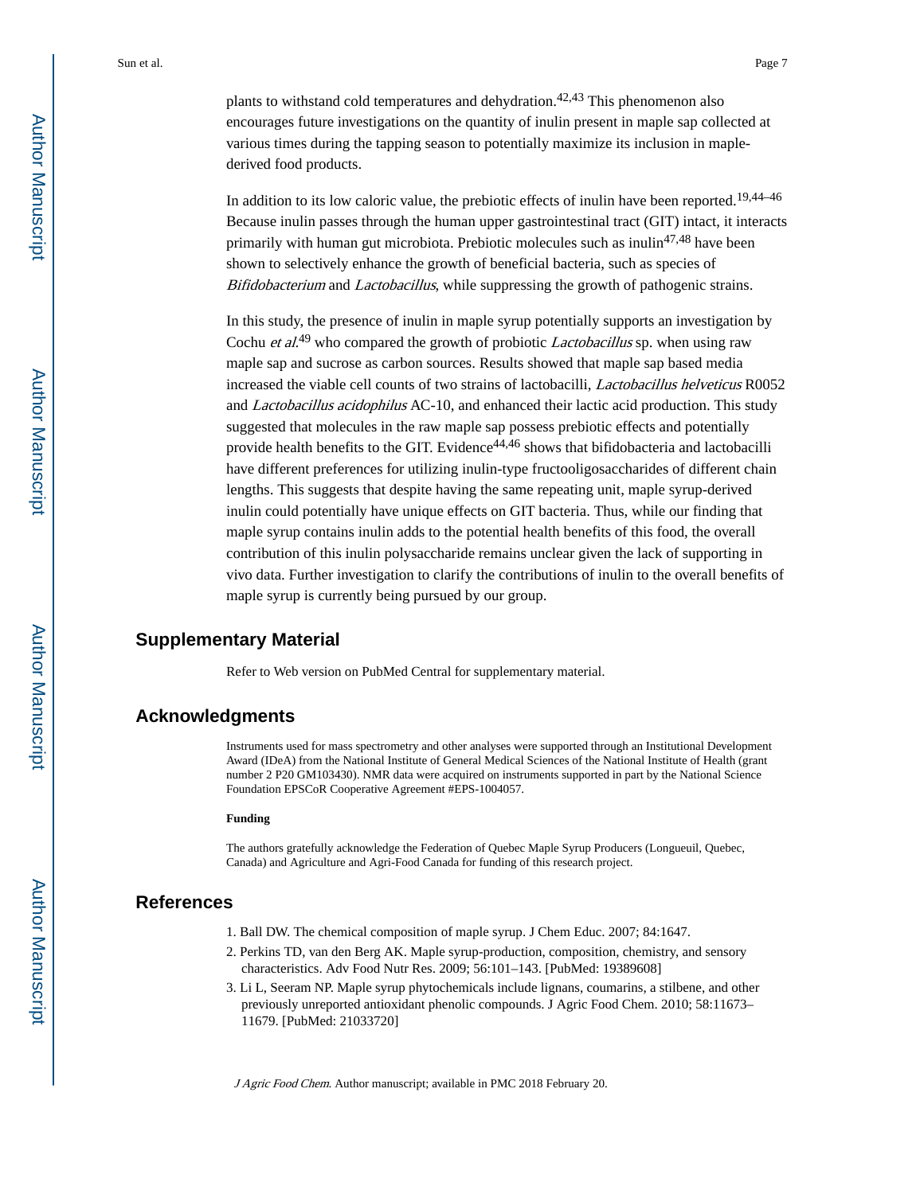plants to withstand cold temperatures and dehydration.[42,43] This phenomenon also encourages future investigations on the quantity of inulin present in maple sap collected at various times during the tapping season to potentially maximize its inclusion in maple-derived food products.

In addition to its low caloric value, the prebiotic effects of inulin have been reported.[19,44–46] Because inulin passes through the human upper gastrointestinal tract (GIT) intact, it interacts primarily with human gut microbiota. Prebiotic molecules such as inulin[47,48] have been shown to selectively enhance the growth of beneficial bacteria, such as species of *Bifidobacterium* and *Lactobacillus*, while suppressing the growth of pathogenic strains.

In this study, the presence of inulin in maple syrup potentially supports an investigation by Cochu *et al.*[49] who compared the growth of probiotic *Lactobacillus* sp. when using raw maple sap and sucrose as carbon sources. Results showed that maple sap based media increased the viable cell counts of two strains of lactobacilli, *Lactobacillus helveticus* R0052 and *Lactobacillus acidophilus* AC-10, and enhanced their lactic acid production. This study suggested that molecules in the raw maple sap possess prebiotic effects and potentially provide health benefits to the GIT. Evidence[44,46] shows that bifidobacteria and lactobacilli have different preferences for utilizing inulin-type fructooligosaccharides of different chain lengths. This suggests that despite having the same repeating unit, maple syrup-derived inulin could potentially have unique effects on GIT bacteria. Thus, while our finding that maple syrup contains inulin adds to the potential health benefits of this food, the overall contribution of this inulin polysaccharide remains unclear given the lack of supporting in vivo data. Further investigation to clarify the contributions of inulin to the overall benefits of maple syrup is currently being pursued by our group.

## Supplementary Material

Refer to Web version on PubMed Central for supplementary material.

## Acknowledgments

Instruments used for mass spectrometry and other analyses were supported through an Institutional Development Award (IDeA) from the National Institute of General Medical Sciences of the National Institute of Health (grant number 2 P20 GM103430). NMR data were acquired on instruments supported in part by the National Science Foundation EPSCoR Cooperative Agreement #EPS-1004057.

**Funding**

The authors gratefully acknowledge the Federation of Quebec Maple Syrup Producers (Longueuil, Quebec, Canada) and Agriculture and Agri-Food Canada for funding of this research project.

## References

1. Ball DW. The chemical composition of maple syrup. J Chem Educ. 2007; 84:1647.
2. Perkins TD, van den Berg AK. Maple syrup-production, composition, chemistry, and sensory characteristics. Adv Food Nutr Res. 2009; 56:101–143. [PubMed: 19389608]
3. Li L, Seeram NP. Maple syrup phytochemicals include lignans, coumarins, a stilbene, and other previously unreported antioxidant phenolic compounds. J Agric Food Chem. 2010; 58:11673–11679. [PubMed: 21033720]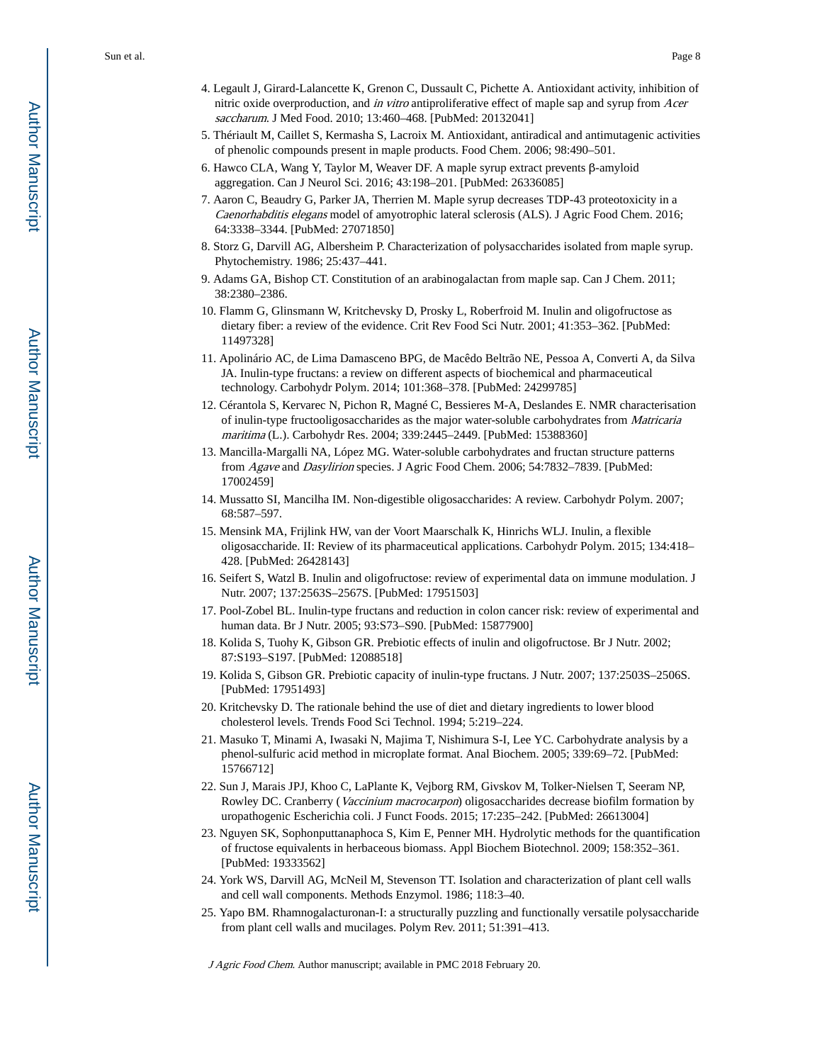4. Legault J, Girard-Lalancette K, Grenon C, Dussault C, Pichette A. Antioxidant activity, inhibition of nitric oxide overproduction, and *in vitro* antiproliferative effect of maple sap and syrup from *Acer saccharum*. J Med Food. 2010; 13:460–468. [PubMed: 20132041]
5. Thériault M, Caillet S, Kermasha S, Lacroix M. Antioxidant, antiradical and antimutagenic activities of phenolic compounds present in maple products. Food Chem. 2006; 98:490–501.
6. Hawco CLA, Wang Y, Taylor M, Weaver DF. A maple syrup extract prevents β-amyloid aggregation. Can J Neurol Sci. 2016; 43:198–201. [PubMed: 26336085]
7. Aaron C, Beaudry G, Parker JA, Therrien M. Maple syrup decreases TDP-43 proteotoxicity in a *Caenorhabditis elegans* model of amyotrophic lateral sclerosis (ALS). J Agric Food Chem. 2016; 64:3338–3344. [PubMed: 27071850]
8. Storz G, Darvill AG, Albersheim P. Characterization of polysaccharides isolated from maple syrup. Phytochemistry. 1986; 25:437–441.
9. Adams GA, Bishop CT. Constitution of an arabinogalactan from maple sap. Can J Chem. 2011; 38:2380–2386.
10. Flamm G, Glinsmann W, Kritchevsky D, Prosky L, Roberfroid M. Inulin and oligofructose as dietary fiber: a review of the evidence. Crit Rev Food Sci Nutr. 2001; 41:353–362. [PubMed: 11497328]
11. Apolinário AC, de Lima Damasceno BPG, de Macêdo Beltrão NE, Pessoa A, Converti A, da Silva JA. Inulin-type fructans: a review on different aspects of biochemical and pharmaceutical technology. Carbohydr Polym. 2014; 101:368–378. [PubMed: 24299785]
12. Cérantola S, Kervarec N, Pichon R, Magné C, Bessieres M-A, Deslandes E. NMR characterisation of inulin-type fructooligosaccharides as the major water-soluble carbohydrates from *Matricaria maritima* (L.). Carbohydr Res. 2004; 339:2445–2449. [PubMed: 15388360]
13. Mancilla-Margalli NA, López MG. Water-soluble carbohydrates and fructan structure patterns from *Agave* and *Dasylirion* species. J Agric Food Chem. 2006; 54:7832–7839. [PubMed: 17002459]
14. Mussatto SI, Mancilha IM. Non-digestible oligosaccharides: A review. Carbohydr Polym. 2007; 68:587–597.
15. Mensink MA, Frijlink HW, van der Voort Maarschalk K, Hinrichs WLJ. Inulin, a flexible oligosaccharide. II: Review of its pharmaceutical applications. Carbohydr Polym. 2015; 134:418–428. [PubMed: 26428143]
16. Seifert S, Watzl B. Inulin and oligofructose: review of experimental data on immune modulation. J Nutr. 2007; 137:2563S–2567S. [PubMed: 17951503]
17. Pool-Zobel BL. Inulin-type fructans and reduction in colon cancer risk: review of experimental and human data. Br J Nutr. 2005; 93:S73–S90. [PubMed: 15877900]
18. Kolida S, Tuohy K, Gibson GR. Prebiotic effects of inulin and oligofructose. Br J Nutr. 2002; 87:S193–S197. [PubMed: 12088518]
19. Kolida S, Gibson GR. Prebiotic capacity of inulin-type fructans. J Nutr. 2007; 137:2503S–2506S. [PubMed: 17951493]
20. Kritchevsky D. The rationale behind the use of diet and dietary ingredients to lower blood cholesterol levels. Trends Food Sci Technol. 1994; 5:219–224.
21. Masuko T, Minami A, Iwasaki N, Majima T, Nishimura S-I, Lee YC. Carbohydrate analysis by a phenol-sulfuric acid method in microplate format. Anal Biochem. 2005; 339:69–72. [PubMed: 15766712]
22. Sun J, Marais JPJ, Khoo C, LaPlante K, Vejborg RM, Givskov M, Tolker-Nielsen T, Seeram NP, Rowley DC. Cranberry (*Vaccinium macrocarpon*) oligosaccharides decrease biofilm formation by uropathogenic Escherichia coli. J Funct Foods. 2015; 17:235–242. [PubMed: 26613004]
23. Nguyen SK, Sophonputtanaphoca S, Kim E, Penner MH. Hydrolytic methods for the quantification of fructose equivalents in herbaceous biomass. Appl Biochem Biotechnol. 2009; 158:352–361. [PubMed: 19333562]
24. York WS, Darvill AG, McNeil M, Stevenson TT. Isolation and characterization of plant cell walls and cell wall components. Methods Enzymol. 1986; 118:3–40.
25. Yapo BM. Rhamnogalacturonan-I: a structurally puzzling and functionally versatile polysaccharide from plant cell walls and mucilages. Polym Rev. 2011; 51:391–413.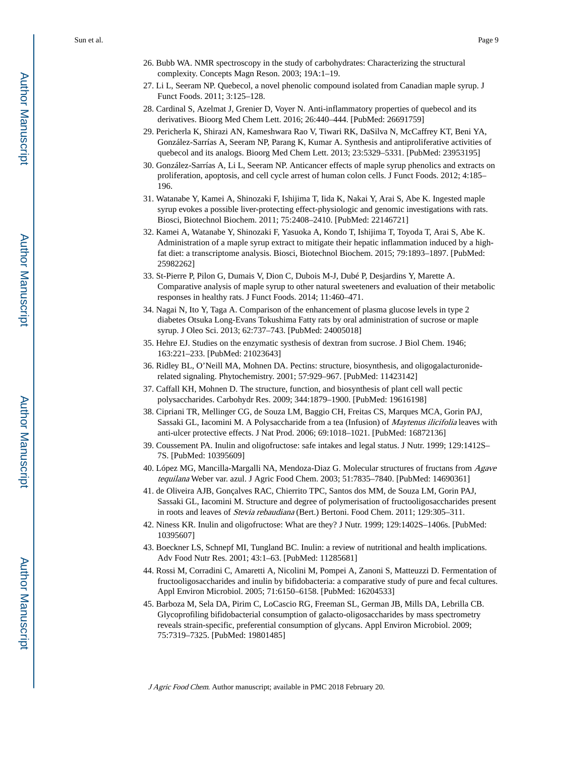26. Bubb WA. NMR spectroscopy in the study of carbohydrates: Characterizing the structural complexity. Concepts Magn Reson. 2003; 19A:1–19.
27. Li L, Seeram NP. Quebecol, a novel phenolic compound isolated from Canadian maple syrup. J Funct Foods. 2011; 3:125–128.
28. Cardinal S, Azelmat J, Grenier D, Voyer N. Anti-inflammatory properties of quebecol and its derivatives. Bioorg Med Chem Lett. 2016; 26:440–444. [PubMed: 26691759]
29. Pericherla K, Shirazi AN, Kameshwara Rao V, Tiwari RK, DaSilva N, McCaffrey KT, Beni YA, González-Sarrías A, Seeram NP, Parang K, Kumar A. Synthesis and antiproliferative activities of quebecol and its analogs. Bioorg Med Chem Lett. 2013; 23:5329–5331. [PubMed: 23953195]
30. González-Sarrías A, Li L, Seeram NP. Anticancer effects of maple syrup phenolics and extracts on proliferation, apoptosis, and cell cycle arrest of human colon cells. J Funct Foods. 2012; 4:185–196.
31. Watanabe Y, Kamei A, Shinozaki F, Ishijima T, Iida K, Nakai Y, Arai S, Abe K. Ingested maple syrup evokes a possible liver-protecting effect-physiologic and genomic investigations with rats. Biosci, Biotechnol Biochem. 2011; 75:2408–2410. [PubMed: 22146721]
32. Kamei A, Watanabe Y, Shinozaki F, Yasuoka A, Kondo T, Ishijima T, Toyoda T, Arai S, Abe K. Administration of a maple syrup extract to mitigate their hepatic inflammation induced by a high-fat diet: a transcriptome analysis. Biosci, Biotechnol Biochem. 2015; 79:1893–1897. [PubMed: 25982262]
33. St-Pierre P, Pilon G, Dumais V, Dion C, Dubois M-J, Dubé P, Desjardins Y, Marette A. Comparative analysis of maple syrup to other natural sweeteners and evaluation of their metabolic responses in healthy rats. J Funct Foods. 2014; 11:460–471.
34. Nagai N, Ito Y, Taga A. Comparison of the enhancement of plasma glucose levels in type 2 diabetes Otsuka Long-Evans Tokushima Fatty rats by oral administration of sucrose or maple syrup. J Oleo Sci. 2013; 62:737–743. [PubMed: 24005018]
35. Hehre EJ. Studies on the enzymatic systhesis of dextran from sucrose. J Biol Chem. 1946; 163:221–233. [PubMed: 21023643]
36. Ridley BL, O'Neill MA, Mohnen DA. Pectins: structure, biosynthesis, and oligogalacturonide-related signaling. Phytochemistry. 2001; 57:929–967. [PubMed: 11423142]
37. Caffall KH, Mohnen D. The structure, function, and biosynthesis of plant cell wall pectic polysaccharides. Carbohydr Res. 2009; 344:1879–1900. [PubMed: 19616198]
38. Cipriani TR, Mellinger CG, de Souza LM, Baggio CH, Freitas CS, Marques MCA, Gorin PAJ, Sassaki GL, Iacomini M. A Polysaccharide from a tea (Infusion) of *Maytenus ilicifolia* leaves with anti-ulcer protective effects. J Nat Prod. 2006; 69:1018–1021. [PubMed: 16872136]
39. Coussement PA. Inulin and oligofructose: safe intakes and legal status. J Nutr. 1999; 129:1412S–7S. [PubMed: 10395609]
40. López MG, Mancilla-Margalli NA, Mendoza-Diaz G. Molecular structures of fructans from *Agave tequilana* Weber var. azul. J Agric Food Chem. 2003; 51:7835–7840. [PubMed: 14690361]
41. de Oliveira AJB, Gonçalves RAC, Chierrito TPC, Santos dos MM, de Souza LM, Gorin PAJ, Sassaki GL, Iacomini M. Structure and degree of polymerisation of fructooligosaccharides present in roots and leaves of *Stevia rebaudiana* (Bert.) Bertoni. Food Chem. 2011; 129:305–311.
42. Niness KR. Inulin and oligofructose: What are they? J Nutr. 1999; 129:1402S–1406s. [PubMed: 10395607]
43. Boeckner LS, Schnepf MI, Tungland BC. Inulin: a review of nutritional and health implications. Adv Food Nutr Res. 2001; 43:1–63. [PubMed: 11285681]
44. Rossi M, Corradini C, Amaretti A, Nicolini M, Pompei A, Zanoni S, Matteuzzi D. Fermentation of fructooligosaccharides and inulin by bifidobacteria: a comparative study of pure and fecal cultures. Appl Environ Microbiol. 2005; 71:6150–6158. [PubMed: 16204533]
45. Barboza M, Sela DA, Pirim C, LoCascio RG, Freeman SL, German JB, Mills DA, Lebrilla CB. Glycoprofiling bifidobacterial consumption of galacto-oligosaccharides by mass spectrometry reveals strain-specific, preferential consumption of glycans. Appl Environ Microbiol. 2009; 75:7319–7325. [PubMed: 19801485]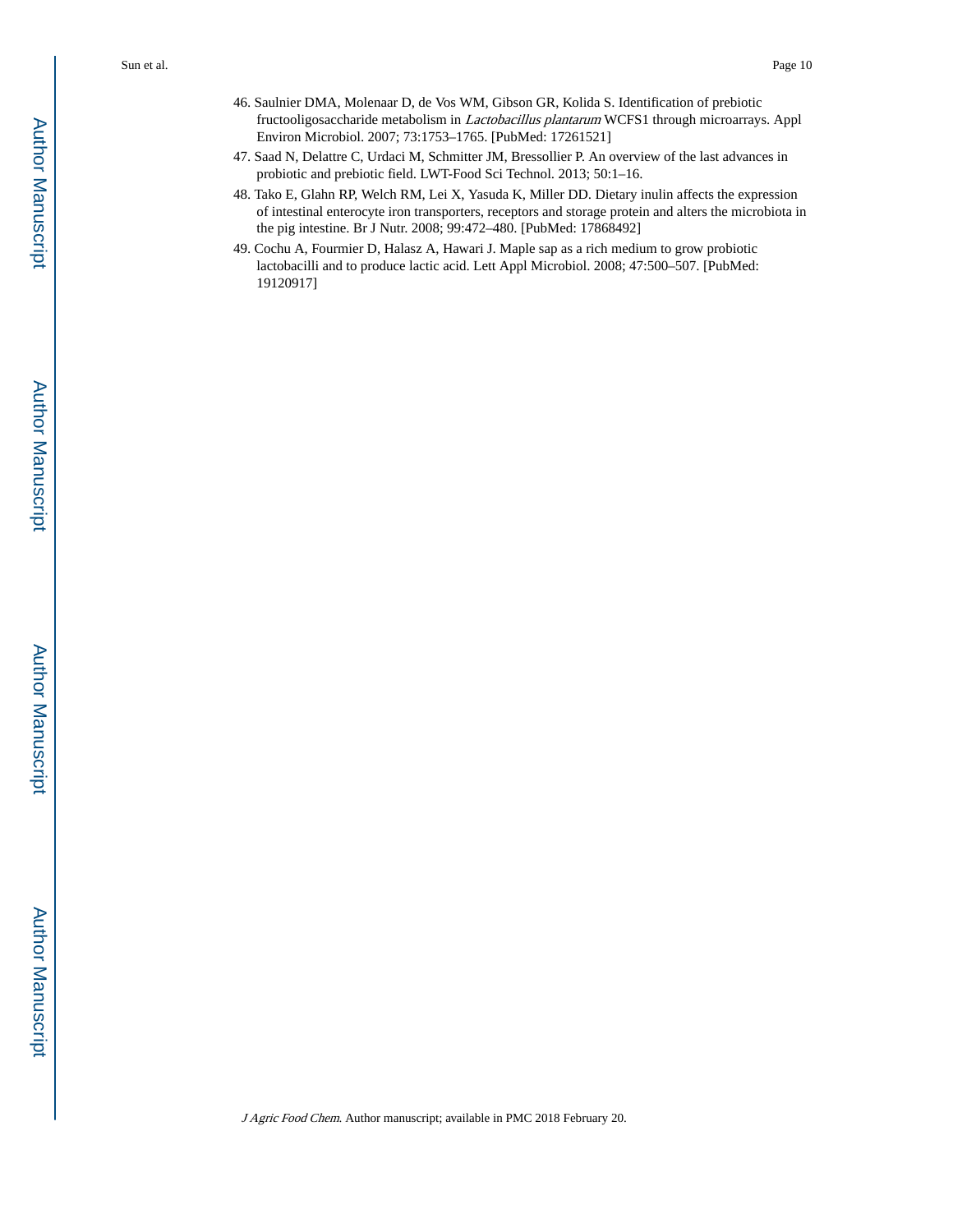46. Saulnier DMA, Molenaar D, de Vos WM, Gibson GR, Kolida S. Identification of prebiotic fructooligosaccharide metabolism in *Lactobacillus plantarum* WCFS1 through microarrays. Appl Environ Microbiol. 2007; 73:1753–1765. [PubMed: 17261521]
47. Saad N, Delattre C, Urdaci M, Schmitter JM, Bressollier P. An overview of the last advances in probiotic and prebiotic field. LWT-Food Sci Technol. 2013; 50:1–16.
48. Tako E, Glahn RP, Welch RM, Lei X, Yasuda K, Miller DD. Dietary inulin affects the expression of intestinal enterocyte iron transporters, receptors and storage protein and alters the microbiota in the pig intestine. Br J Nutr. 2008; 99:472–480. [PubMed: 17868492]
49. Cochu A, Fourmier D, Halasz A, Hawari J. Maple sap as a rich medium to grow probiotic lactobacilli and to produce lactic acid. Lett Appl Microbiol. 2008; 47:500–507. [PubMed: 19120917]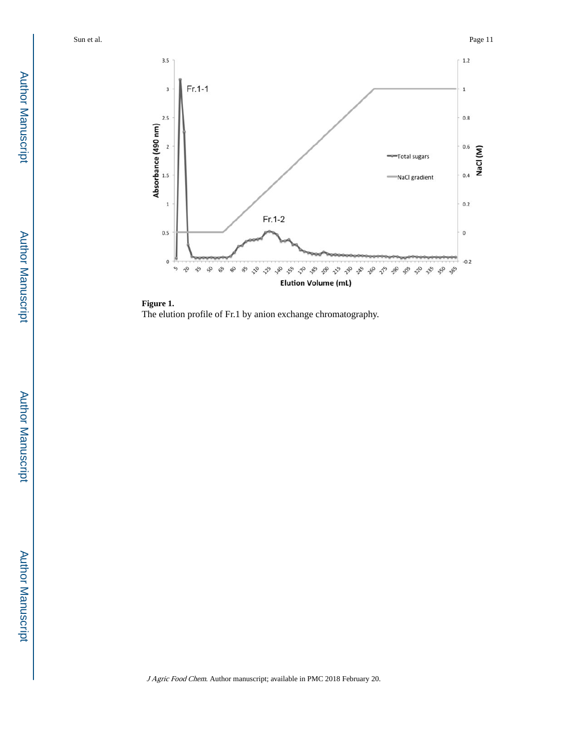**Figure 1.**

The elution profile of Fr.1 by anion exchange chromatography.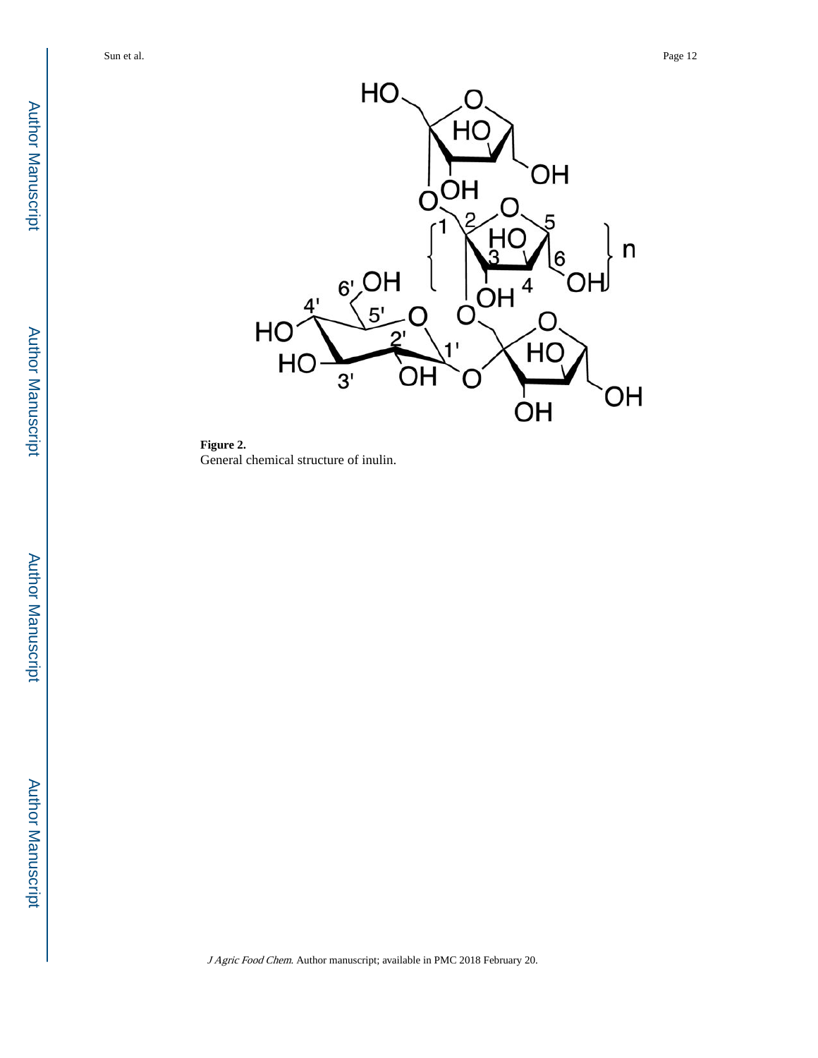**Figure 2.**

General chemical structure of inulin.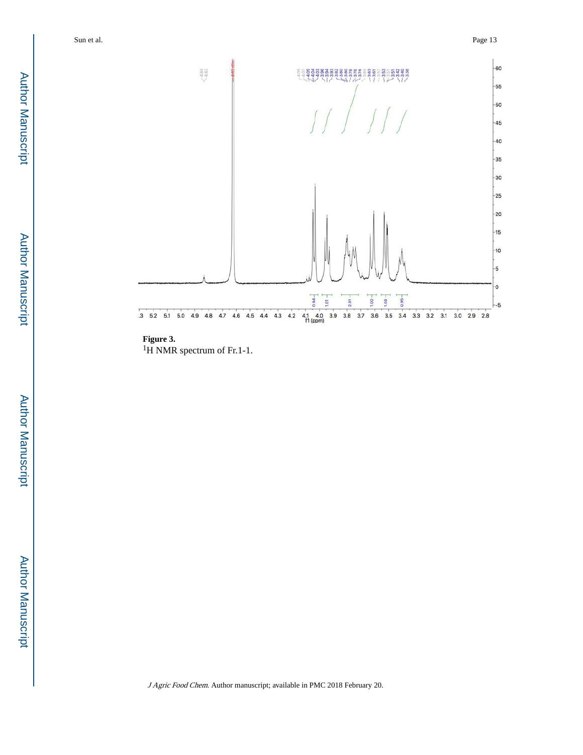**Figure 3.**

$^{1}$H NMR spectrum of Fr.1-1.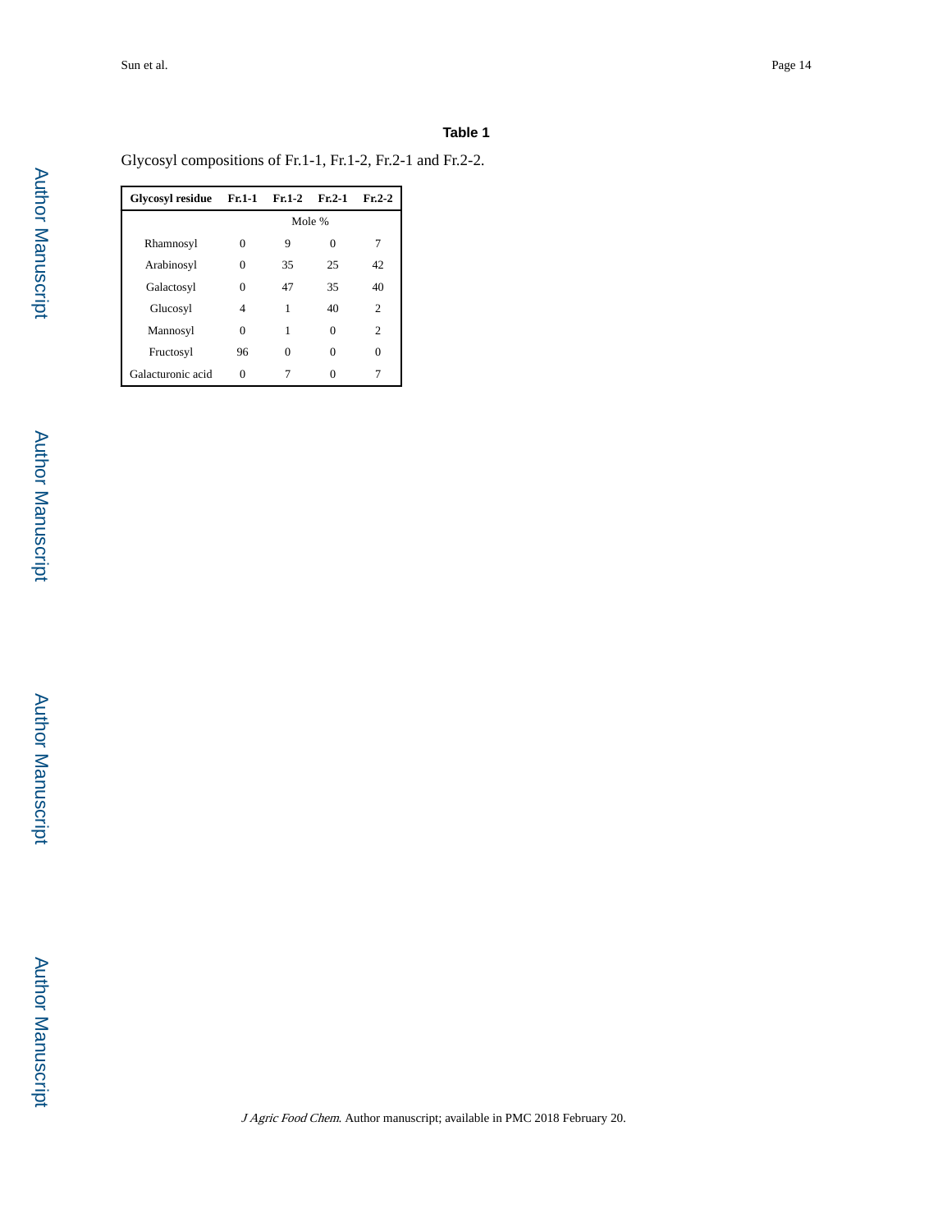# Table 1

Glycosyl compositions of Fr.1-1, Fr.1-2, Fr.2-1 and Fr.2-2.

| Glycosyl residue | Fr.1-1 | Fr.1-2 | Fr.2-1 | Fr.2-2 |
|---|---|---|---|---|
| | Mole % | | | |
| Rhamnosyl | 0 | 9 | 0 | 7 |
| Arabinosyl | 0 | 35 | 25 | 42 |
| Galactosyl | 0 | 47 | 35 | 40 |
| Glucosyl | 4 | 1 | 40 | 2 |
| Mannosyl | 0 | 1 | 0 | 2 |
| Fructosyl | 96 | 0 | 0 | 0 |
| Galacturonic acid | 0 | 7 | 0 | 7 |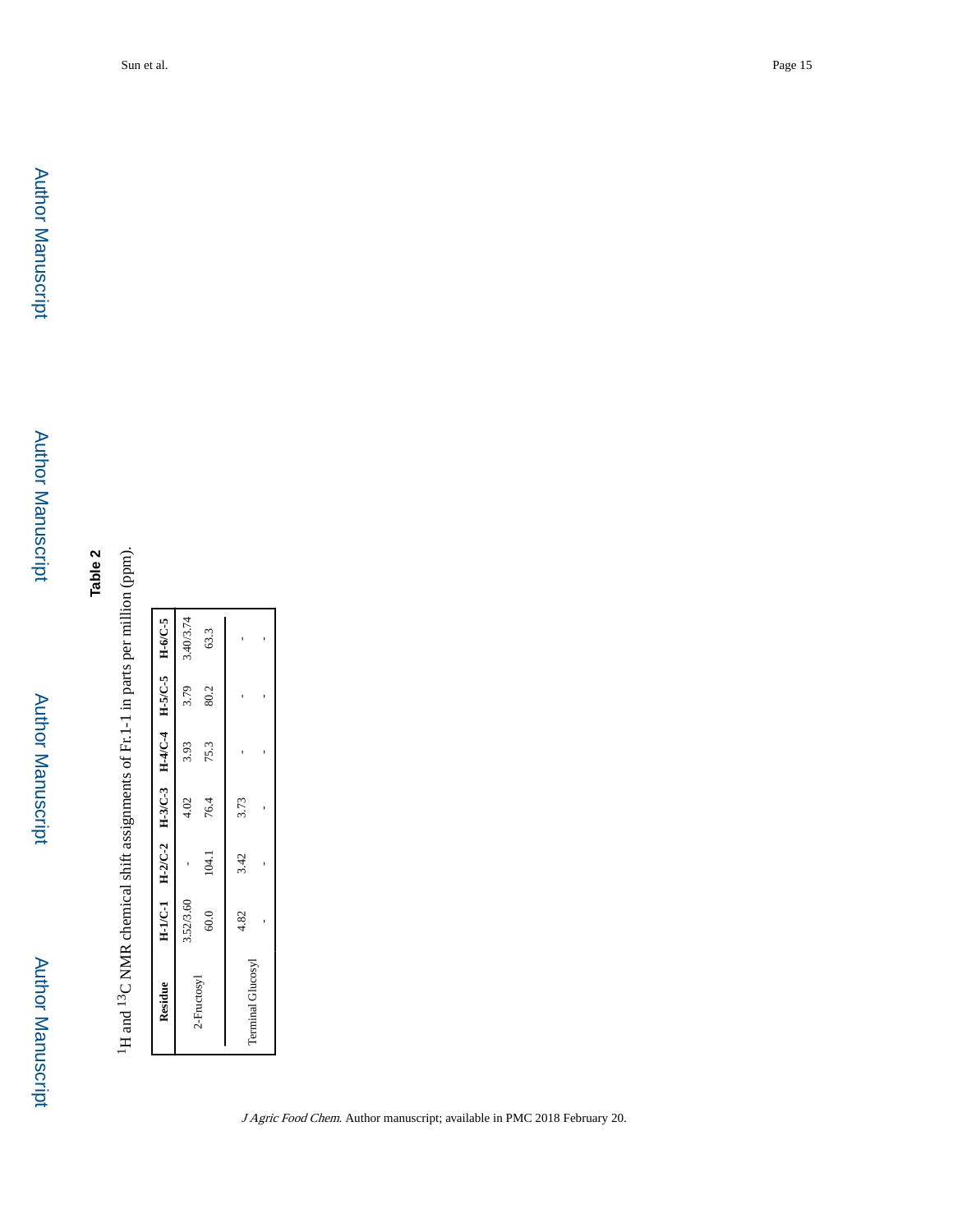## Table 2

$^1H$ and $^{13}C$ NMR chemical shift assignments of Fr.1-1 in parts per million (ppm).

| Residue | H-1/C-1 | H-2/C-2 | H-3/C-3 | H-4/C-4 | H-5/C-5 | H-6/C-5 |
|---|---|---|---|---|---|---|
| 2-Fructosyl | 3.52/3.60 | - | 4.02 | 3.93 | 3.79 | 3.40/3.74 |
| | 60.0 | 104.1 | 76.4 | 75.3 | 80.2 | 63.3 |
| Terminal Glucosyl | 4.82 | 3.42 | 3.73 | - | - | - |
| | - | - | - | - | - | - |